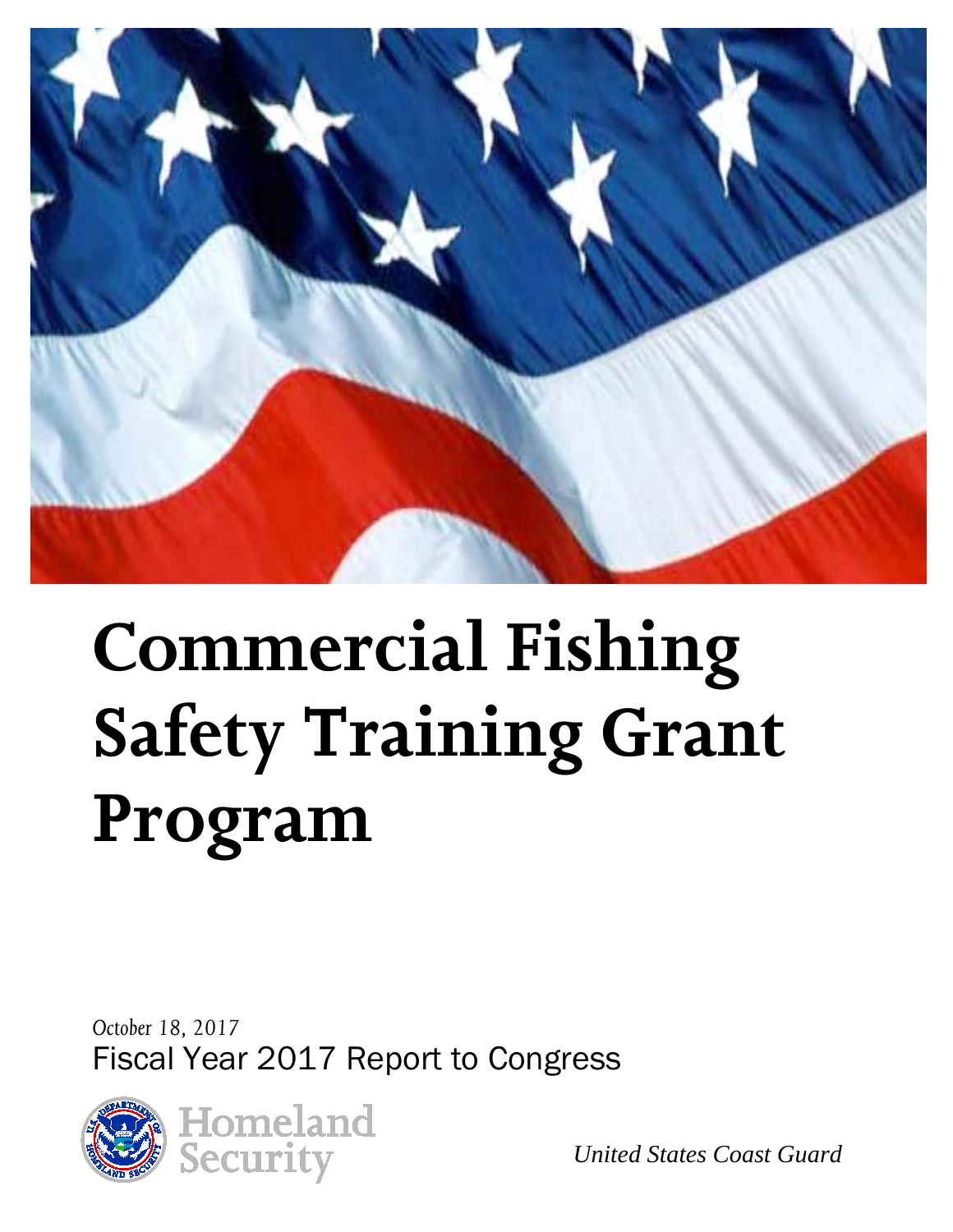# Commercial Fishing Safety Training Grant Program

*October 18, 2017*

Fiscal Year 2017 Report to Congress

Homeland Security

*United States Coast Guard*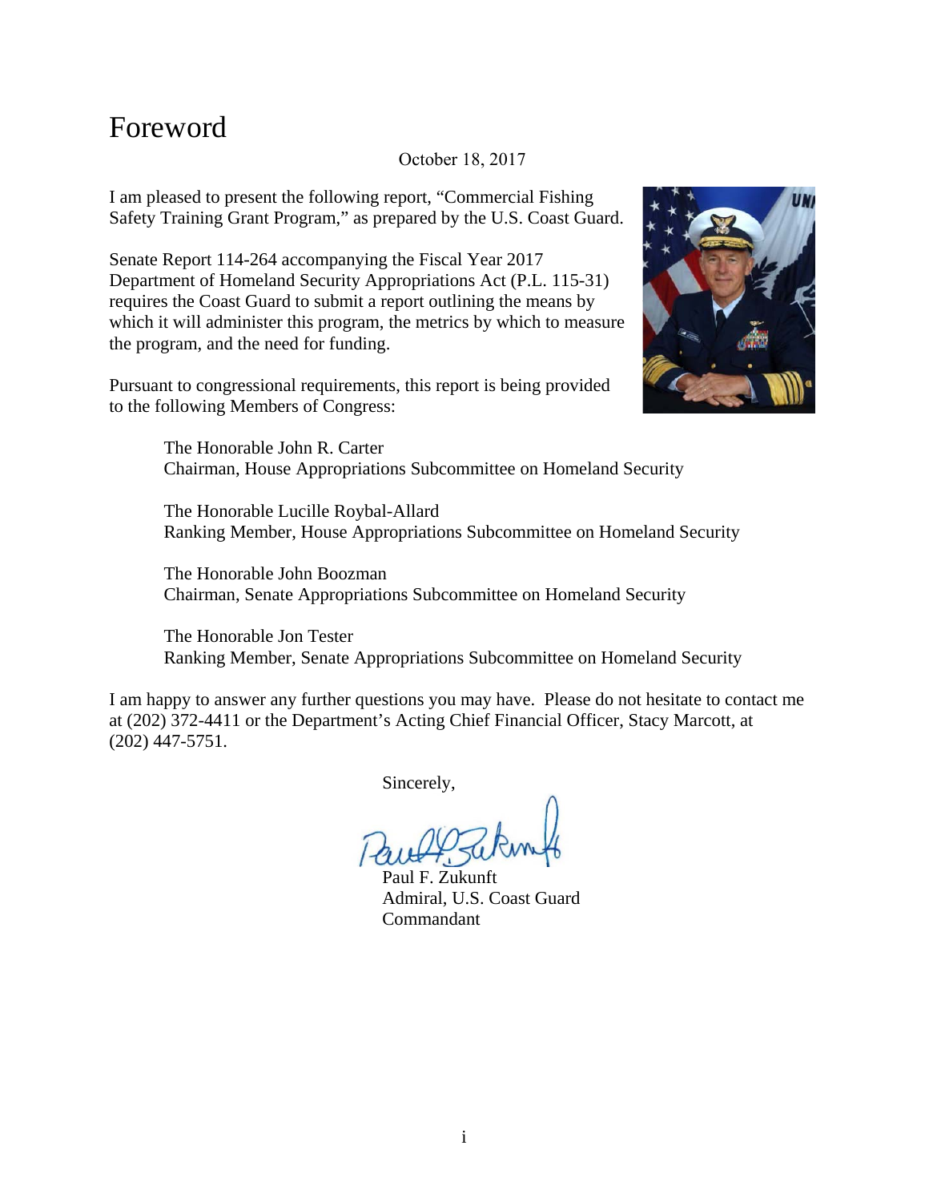# Foreword

October 18, 2017

I am pleased to present the following report, "Commercial Fishing Safety Training Grant Program," as prepared by the U.S. Coast Guard.

Senate Report 114-264 accompanying the Fiscal Year 2017 Department of Homeland Security Appropriations Act (P.L. 115-31) requires the Coast Guard to submit a report outlining the means by which it will administer this program, the metrics by which to measure the program, and the need for funding.

Pursuant to congressional requirements, this report is being provided to the following Members of Congress:

The Honorable John R. Carter
Chairman, House Appropriations Subcommittee on Homeland Security

The Honorable Lucille Roybal-Allard
Ranking Member, House Appropriations Subcommittee on Homeland Security

The Honorable John Boozman
Chairman, Senate Appropriations Subcommittee on Homeland Security

The Honorable Jon Tester
Ranking Member, Senate Appropriations Subcommittee on Homeland Security

I am happy to answer any further questions you may have. Please do not hesitate to contact me at (202) 372-4411 or the Department's Acting Chief Financial Officer, Stacy Marcott, at (202) 447-5751.

Sincerely,

Paul F. Zukunft
Admiral, U.S. Coast Guard
Commandant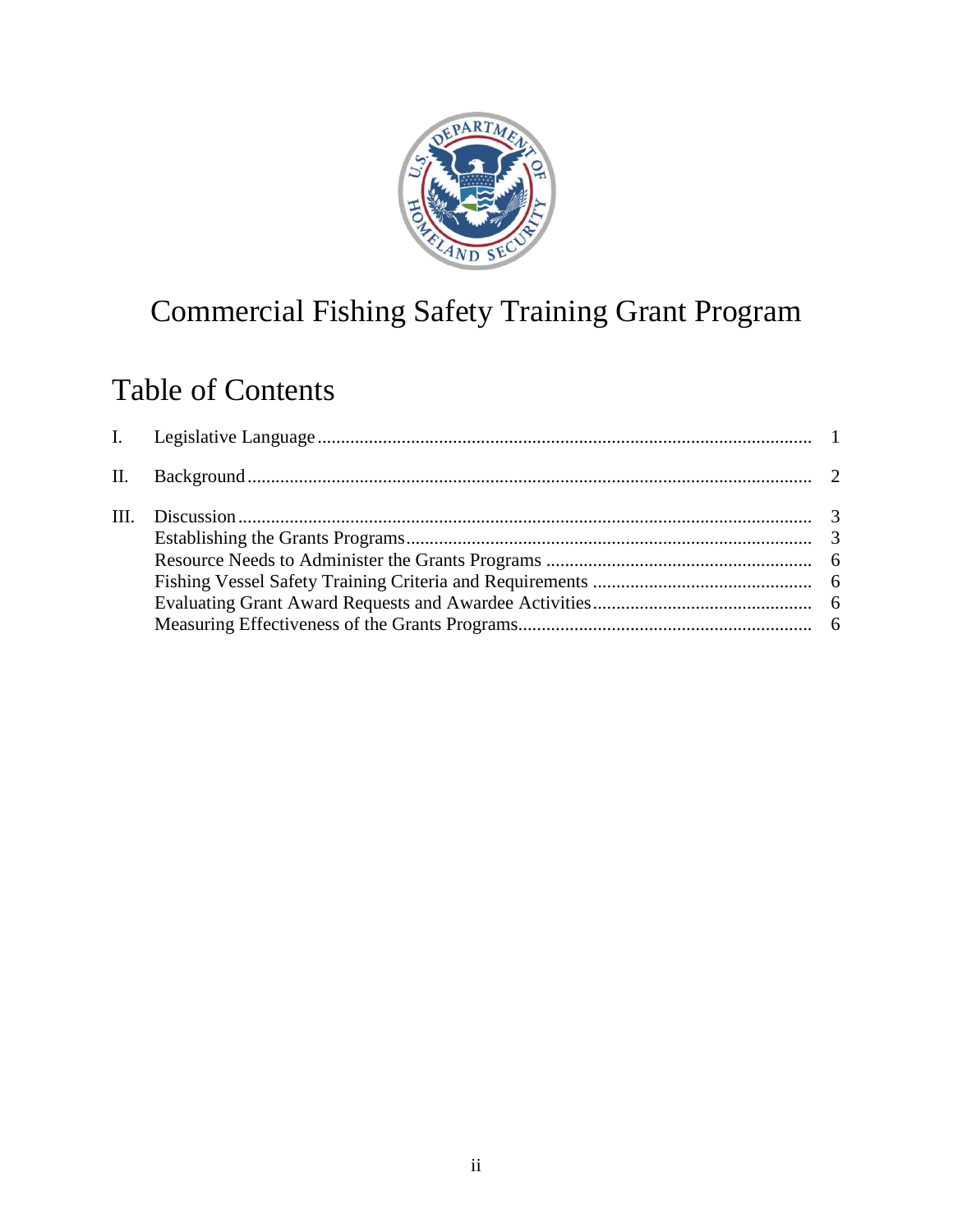# Commercial Fishing Safety Training Grant Program

## Table of Contents

I. Legislative Language ........................................................................................................ 1

II. Background ........................................................................................................ 2

III. Discussion ........................................................................................................ 3
  Establishing the Grants Programs ........................................................................................................ 3
  Resource Needs to Administer the Grants Programs ........................................................................................................ 6
  Fishing Vessel Safety Training Criteria and Requirements ........................................................................................................ 6
  Evaluating Grant Award Requests and Awardee Activities ........................................................................................................ 6
  Measuring Effectiveness of the Grants Programs ........................................................................................................ 6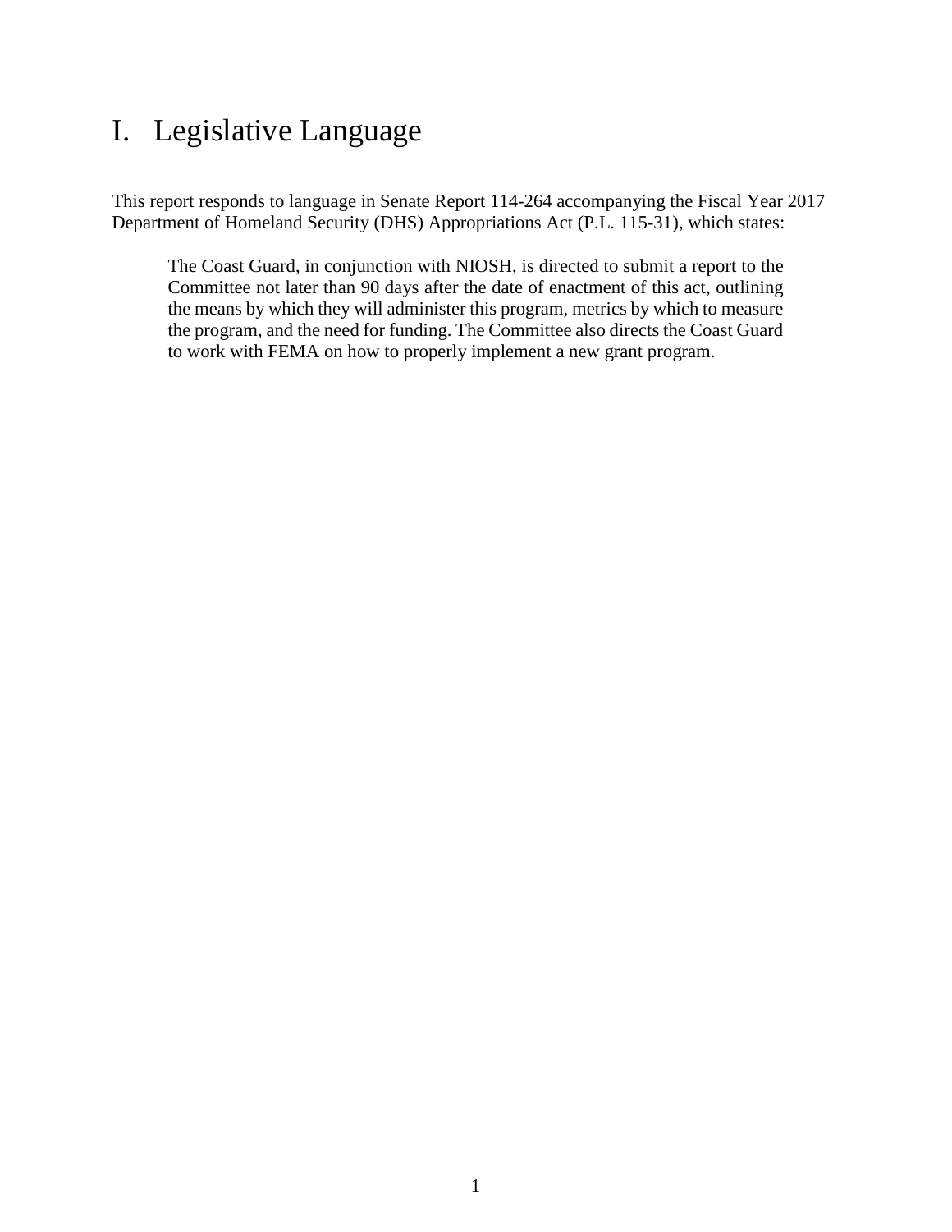# I. Legislative Language

This report responds to language in Senate Report 114-264 accompanying the Fiscal Year 2017 Department of Homeland Security (DHS) Appropriations Act (P.L. 115-31), which states:

> The Coast Guard, in conjunction with NIOSH, is directed to submit a report to the Committee not later than 90 days after the date of enactment of this act, outlining the means by which they will administer this program, metrics by which to measure the program, and the need for funding. The Committee also directs the Coast Guard to work with FEMA on how to properly implement a new grant program.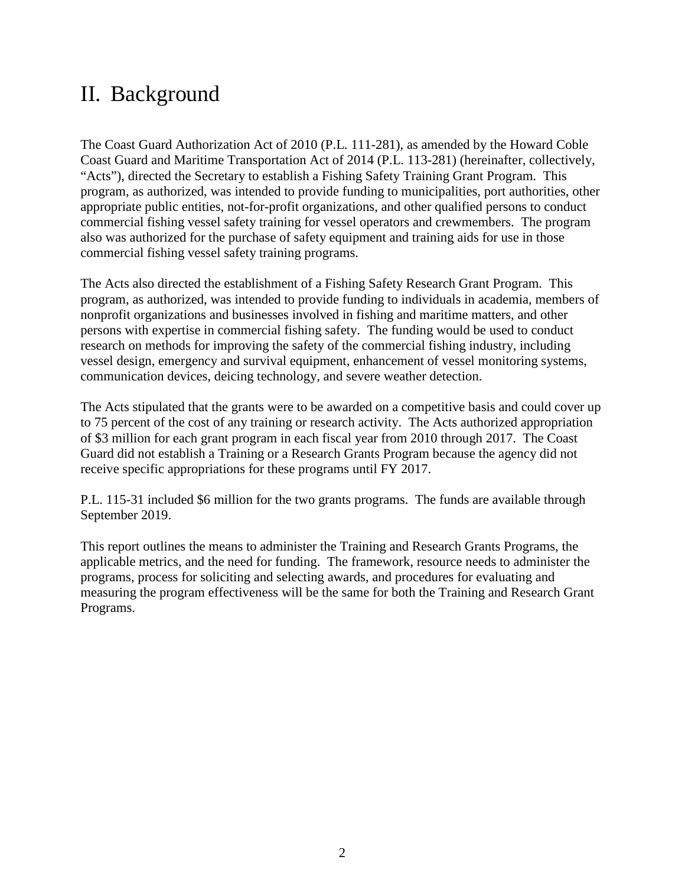# II. Background

The Coast Guard Authorization Act of 2010 (P.L. 111-281), as amended by the Howard Coble Coast Guard and Maritime Transportation Act of 2014 (P.L. 113-281) (hereinafter, collectively, "Acts"), directed the Secretary to establish a Fishing Safety Training Grant Program. This program, as authorized, was intended to provide funding to municipalities, port authorities, other appropriate public entities, not-for-profit organizations, and other qualified persons to conduct commercial fishing vessel safety training for vessel operators and crewmembers. The program also was authorized for the purchase of safety equipment and training aids for use in those commercial fishing vessel safety training programs.

The Acts also directed the establishment of a Fishing Safety Research Grant Program. This program, as authorized, was intended to provide funding to individuals in academia, members of nonprofit organizations and businesses involved in fishing and maritime matters, and other persons with expertise in commercial fishing safety. The funding would be used to conduct research on methods for improving the safety of the commercial fishing industry, including vessel design, emergency and survival equipment, enhancement of vessel monitoring systems, communication devices, deicing technology, and severe weather detection.

The Acts stipulated that the grants were to be awarded on a competitive basis and could cover up to 75 percent of the cost of any training or research activity. The Acts authorized appropriation of $3 million for each grant program in each fiscal year from 2010 through 2017. The Coast Guard did not establish a Training or a Research Grants Program because the agency did not receive specific appropriations for these programs until FY 2017.

P.L. 115-31 included $6 million for the two grants programs. The funds are available through September 2019.

This report outlines the means to administer the Training and Research Grants Programs, the applicable metrics, and the need for funding. The framework, resource needs to administer the programs, process for soliciting and selecting awards, and procedures for evaluating and measuring the program effectiveness will be the same for both the Training and Research Grant Programs.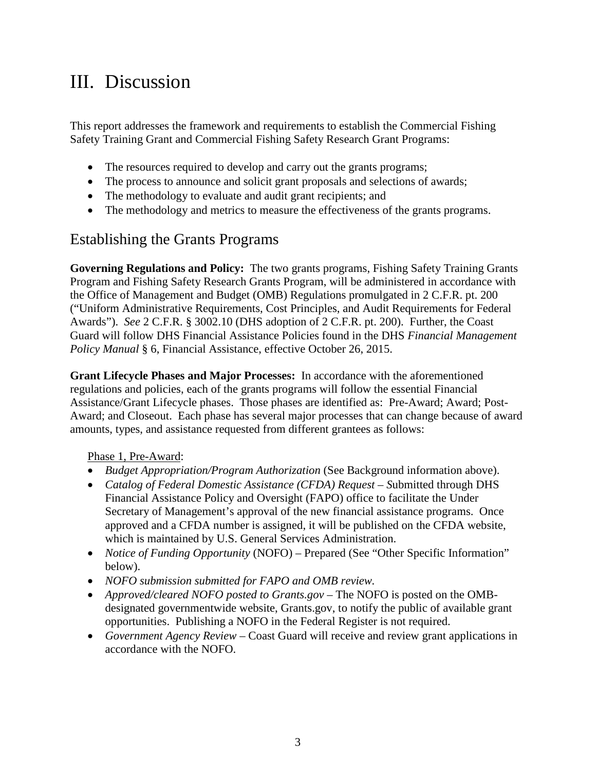# III. Discussion

This report addresses the framework and requirements to establish the Commercial Fishing Safety Training Grant and Commercial Fishing Safety Research Grant Programs:

- The resources required to develop and carry out the grants programs;
- The process to announce and solicit grant proposals and selections of awards;
- The methodology to evaluate and audit grant recipients; and
- The methodology and metrics to measure the effectiveness of the grants programs.

## Establishing the Grants Programs

**Governing Regulations and Policy:** The two grants programs, Fishing Safety Training Grants Program and Fishing Safety Research Grants Program, will be administered in accordance with the Office of Management and Budget (OMB) Regulations promulgated in 2 C.F.R. pt. 200 ("Uniform Administrative Requirements, Cost Principles, and Audit Requirements for Federal Awards"). *See* 2 C.F.R. § 3002.10 (DHS adoption of 2 C.F.R. pt. 200). Further, the Coast Guard will follow DHS Financial Assistance Policies found in the DHS *Financial Management Policy Manual* § 6, Financial Assistance, effective October 26, 2015.

**Grant Lifecycle Phases and Major Processes:** In accordance with the aforementioned regulations and policies, each of the grants programs will follow the essential Financial Assistance/Grant Lifecycle phases. Those phases are identified as: Pre-Award; Award; Post-Award; and Closeout. Each phase has several major processes that can change because of award amounts, types, and assistance requested from different grantees as follows:

<u>Phase 1, Pre-Award</u>:

- *Budget Appropriation/Program Authorization* (See Background information above).
- *Catalog of Federal Domestic Assistance (CFDA) Request – S*ubmitted through DHS Financial Assistance Policy and Oversight (FAPO) office to facilitate the Under Secretary of Management's approval of the new financial assistance programs. Once approved and a CFDA number is assigned, it will be published on the CFDA website, which is maintained by U.S. General Services Administration.
- *Notice of Funding Opportunity* (NOFO) – Prepared (See "Other Specific Information" below).
- *NOFO submission submitted for FAPO and OMB review.*
- *Approved/cleared NOFO posted to Grants.gov* – The NOFO is posted on the OMB-designated governmentwide website, Grants.gov, to notify the public of available grant opportunities. Publishing a NOFO in the Federal Register is not required.
- *Government Agency Review* – Coast Guard will receive and review grant applications in accordance with the NOFO.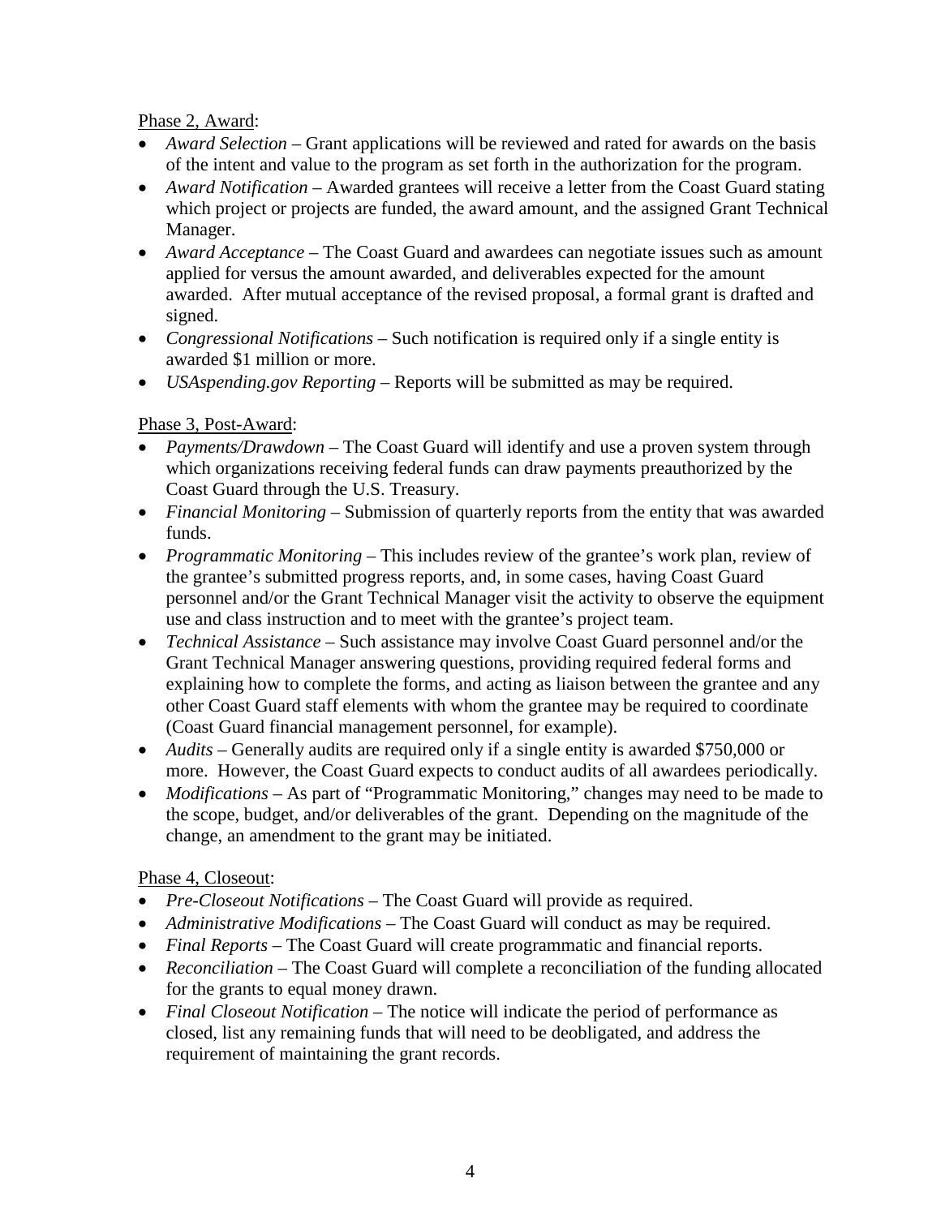<u>Phase 2, Award</u>:

- *Award Selection* – Grant applications will be reviewed and rated for awards on the basis of the intent and value to the program as set forth in the authorization for the program.
- *Award Notification* – Awarded grantees will receive a letter from the Coast Guard stating which project or projects are funded, the award amount, and the assigned Grant Technical Manager.
- *Award Acceptance* – The Coast Guard and awardees can negotiate issues such as amount applied for versus the amount awarded, and deliverables expected for the amount awarded. After mutual acceptance of the revised proposal, a formal grant is drafted and signed.
- *Congressional Notifications* – Such notification is required only if a single entity is awarded $1 million or more.
- *USAspending.gov Reporting* – Reports will be submitted as may be required.

<u>Phase 3, Post-Award</u>:

- *Payments/Drawdown* – The Coast Guard will identify and use a proven system through which organizations receiving federal funds can draw payments preauthorized by the Coast Guard through the U.S. Treasury.
- *Financial Monitoring* – Submission of quarterly reports from the entity that was awarded funds.
- *Programmatic Monitoring* – This includes review of the grantee's work plan, review of the grantee's submitted progress reports, and, in some cases, having Coast Guard personnel and/or the Grant Technical Manager visit the activity to observe the equipment use and class instruction and to meet with the grantee's project team.
- *Technical Assistance* – Such assistance may involve Coast Guard personnel and/or the Grant Technical Manager answering questions, providing required federal forms and explaining how to complete the forms, and acting as liaison between the grantee and any other Coast Guard staff elements with whom the grantee may be required to coordinate (Coast Guard financial management personnel, for example).
- *Audits* – Generally audits are required only if a single entity is awarded $750,000 or more. However, the Coast Guard expects to conduct audits of all awardees periodically.
- *Modifications* – As part of "Programmatic Monitoring," changes may need to be made to the scope, budget, and/or deliverables of the grant. Depending on the magnitude of the change, an amendment to the grant may be initiated.

<u>Phase 4, Closeout</u>:

- *Pre-Closeout Notifications* – The Coast Guard will provide as required.
- *Administrative Modifications* – The Coast Guard will conduct as may be required.
- *Final Reports* – The Coast Guard will create programmatic and financial reports.
- *Reconciliation* – The Coast Guard will complete a reconciliation of the funding allocated for the grants to equal money drawn.
- *Final Closeout Notification* – The notice will indicate the period of performance as closed, list any remaining funds that will need to be deobligated, and address the requirement of maintaining the grant records.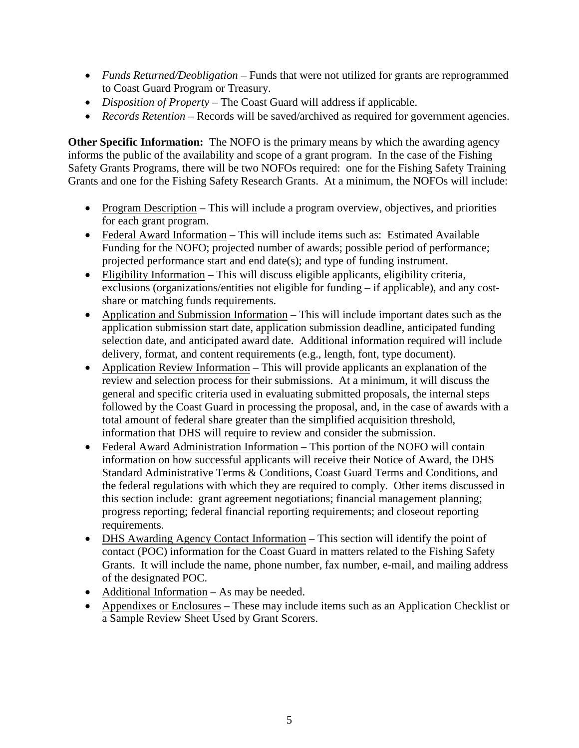- *Funds Returned/Deobligation* – Funds that were not utilized for grants are reprogrammed to Coast Guard Program or Treasury.
- *Disposition of Property* – The Coast Guard will address if applicable.
- *Records Retention* – Records will be saved/archived as required for government agencies.

**Other Specific Information:** The NOFO is the primary means by which the awarding agency informs the public of the availability and scope of a grant program. In the case of the Fishing Safety Grants Programs, there will be two NOFOs required: one for the Fishing Safety Training Grants and one for the Fishing Safety Research Grants. At a minimum, the NOFOs will include:

- <u>Program Description</u> – This will include a program overview, objectives, and priorities for each grant program.
- <u>Federal Award Information</u> – This will include items such as: Estimated Available Funding for the NOFO; projected number of awards; possible period of performance; projected performance start and end date(s); and type of funding instrument.
- <u>Eligibility Information</u> – This will discuss eligible applicants, eligibility criteria, exclusions (organizations/entities not eligible for funding – if applicable), and any cost-share or matching funds requirements.
- <u>Application and Submission Information</u> – This will include important dates such as the application submission start date, application submission deadline, anticipated funding selection date, and anticipated award date. Additional information required will include delivery, format, and content requirements (e.g., length, font, type document).
- <u>Application Review Information</u> – This will provide applicants an explanation of the review and selection process for their submissions. At a minimum, it will discuss the general and specific criteria used in evaluating submitted proposals, the internal steps followed by the Coast Guard in processing the proposal, and, in the case of awards with a total amount of federal share greater than the simplified acquisition threshold, information that DHS will require to review and consider the submission.
- <u>Federal Award Administration Information</u> – This portion of the NOFO will contain information on how successful applicants will receive their Notice of Award, the DHS Standard Administrative Terms & Conditions, Coast Guard Terms and Conditions, and the federal regulations with which they are required to comply. Other items discussed in this section include: grant agreement negotiations; financial management planning; progress reporting; federal financial reporting requirements; and closeout reporting requirements.
- <u>DHS Awarding Agency Contact Information</u> – This section will identify the point of contact (POC) information for the Coast Guard in matters related to the Fishing Safety Grants. It will include the name, phone number, fax number, e-mail, and mailing address of the designated POC.
- <u>Additional Information</u> – As may be needed.
- <u>Appendixes or Enclosures</u> – These may include items such as an Application Checklist or a Sample Review Sheet Used by Grant Scorers.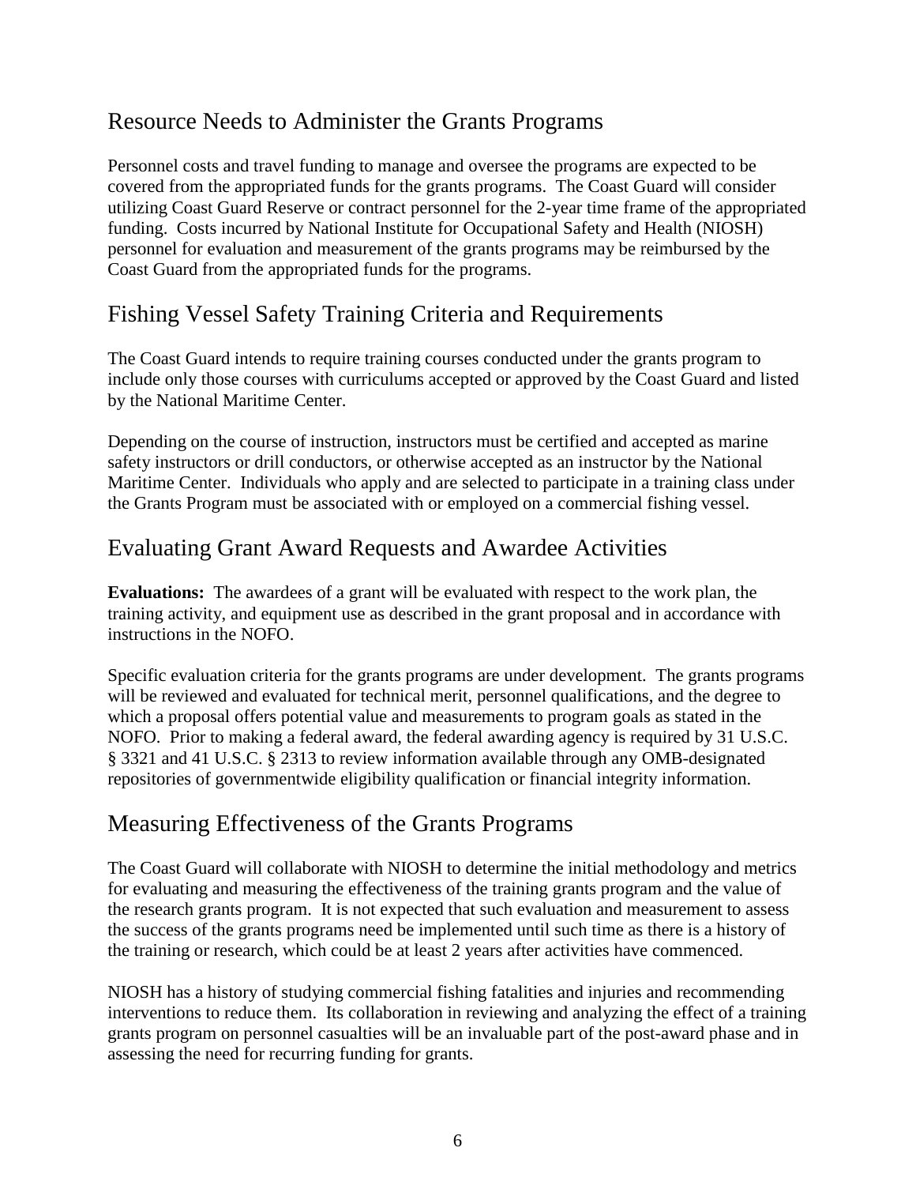## Resource Needs to Administer the Grants Programs

Personnel costs and travel funding to manage and oversee the programs are expected to be covered from the appropriated funds for the grants programs. The Coast Guard will consider utilizing Coast Guard Reserve or contract personnel for the 2-year time frame of the appropriated funding. Costs incurred by National Institute for Occupational Safety and Health (NIOSH) personnel for evaluation and measurement of the grants programs may be reimbursed by the Coast Guard from the appropriated funds for the programs.

## Fishing Vessel Safety Training Criteria and Requirements

The Coast Guard intends to require training courses conducted under the grants program to include only those courses with curriculums accepted or approved by the Coast Guard and listed by the National Maritime Center.

Depending on the course of instruction, instructors must be certified and accepted as marine safety instructors or drill conductors, or otherwise accepted as an instructor by the National Maritime Center. Individuals who apply and are selected to participate in a training class under the Grants Program must be associated with or employed on a commercial fishing vessel.

## Evaluating Grant Award Requests and Awardee Activities

**Evaluations:** The awardees of a grant will be evaluated with respect to the work plan, the training activity, and equipment use as described in the grant proposal and in accordance with instructions in the NOFO.

Specific evaluation criteria for the grants programs are under development. The grants programs will be reviewed and evaluated for technical merit, personnel qualifications, and the degree to which a proposal offers potential value and measurements to program goals as stated in the NOFO. Prior to making a federal award, the federal awarding agency is required by 31 U.S.C. § 3321 and 41 U.S.C. § 2313 to review information available through any OMB-designated repositories of governmentwide eligibility qualification or financial integrity information.

## Measuring Effectiveness of the Grants Programs

The Coast Guard will collaborate with NIOSH to determine the initial methodology and metrics for evaluating and measuring the effectiveness of the training grants program and the value of the research grants program. It is not expected that such evaluation and measurement to assess the success of the grants programs need be implemented until such time as there is a history of the training or research, which could be at least 2 years after activities have commenced.

NIOSH has a history of studying commercial fishing fatalities and injuries and recommending interventions to reduce them. Its collaboration in reviewing and analyzing the effect of a training grants program on personnel casualties will be an invaluable part of the post-award phase and in assessing the need for recurring funding for grants.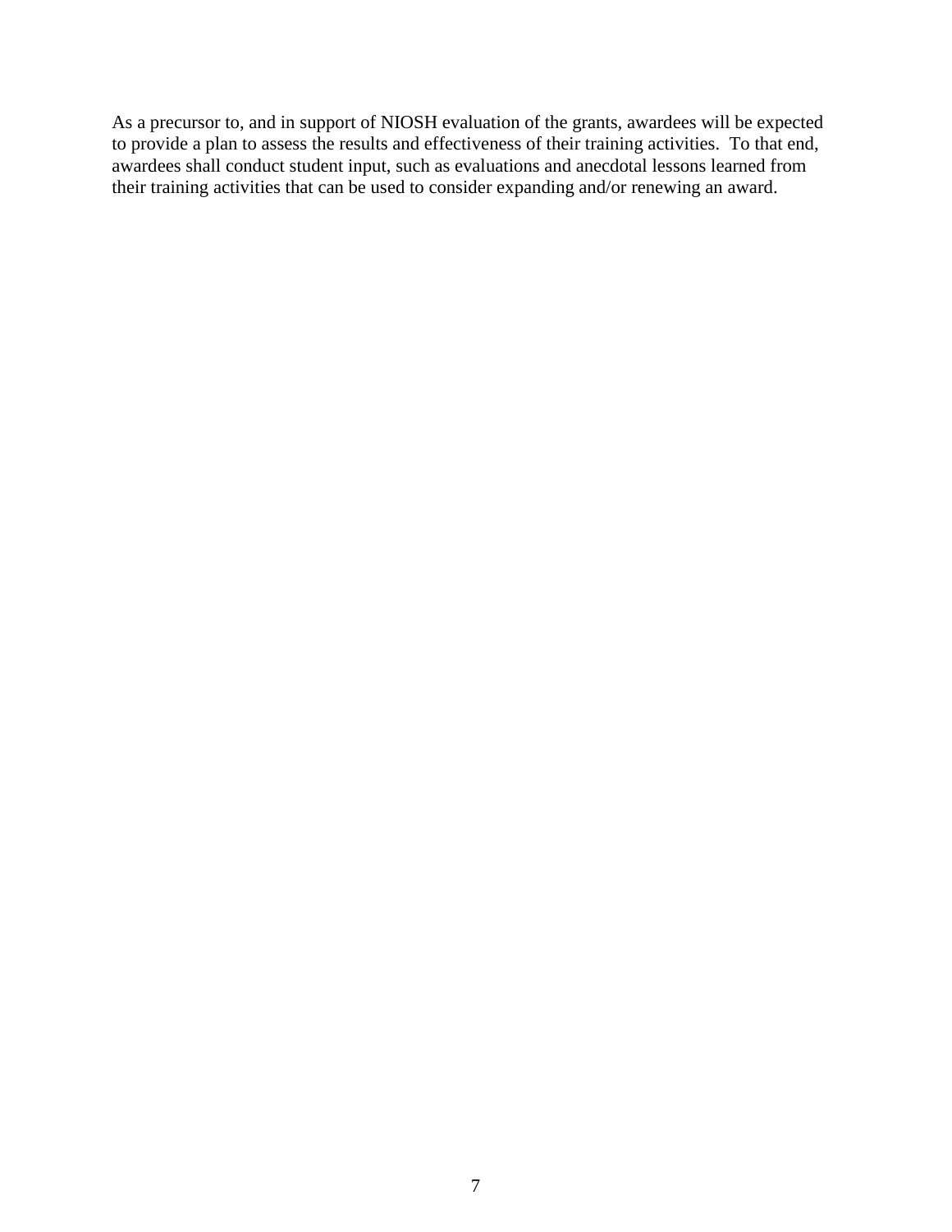As a precursor to, and in support of NIOSH evaluation of the grants, awardees will be expected to provide a plan to assess the results and effectiveness of their training activities. To that end, awardees shall conduct student input, such as evaluations and anecdotal lessons learned from their training activities that can be used to consider expanding and/or renewing an award.